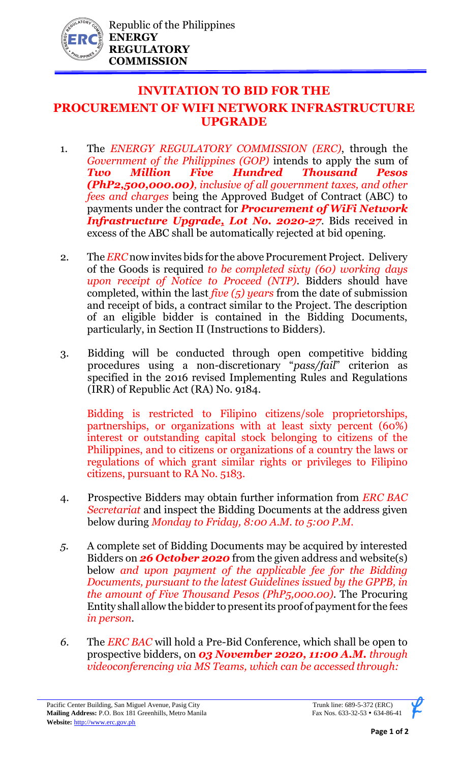Republic of the Philippines
**ENERGY REGULATORY COMMISSION**

# INVITATION TO BID FOR THE PROCUREMENT OF WIFI NETWORK INFRASTRUCTURE UPGRADE

1. The *ENERGY REGULATORY COMMISSION (ERC)*, through the *Government of the Philippines (GOP)* intends to apply the sum of ***Two Million Five Hundred Thousand Pesos (PhP2,500,000.00)****, inclusive of all government taxes, and other fees and charges* being the Approved Budget of Contract (ABC) to payments under the contract for ***Procurement of WiFi Network Infrastructure Upgrade, Lot No. 2020-27***. Bids received in excess of the ABC shall be automatically rejected at bid opening.

2. The *ERC* now invites bids for the above Procurement Project. Delivery of the Goods is required *to be completed sixty (60) working days upon receipt of Notice to Proceed (NTP)*. Bidders should have completed, within the last *five (5) years* from the date of submission and receipt of bids, a contract similar to the Project. The description of an eligible bidder is contained in the Bidding Documents, particularly, in Section II (Instructions to Bidders).

3. Bidding will be conducted through open competitive bidding procedures using a non-discretionary "*pass/fail*" criterion as specified in the 2016 revised Implementing Rules and Regulations (IRR) of Republic Act (RA) No. 9184.

   Bidding is restricted to Filipino citizens/sole proprietorships, partnerships, or organizations with at least sixty percent (60%) interest or outstanding capital stock belonging to citizens of the Philippines, and to citizens or organizations of a country the laws or regulations of which grant similar rights or privileges to Filipino citizens, pursuant to RA No. 5183.

4. Prospective Bidders may obtain further information from *ERC BAC Secretariat* and inspect the Bidding Documents at the address given below during *Monday to Friday, 8:00 A.M. to 5:00 P.M.*

5. A complete set of Bidding Documents may be acquired by interested Bidders on ***26 October 2020*** from the given address and website(s) below *and upon payment of the applicable fee for the Bidding Documents, pursuant to the latest Guidelines issued by the GPPB, in the amount of Five Thousand Pesos (PhP5,000.00)*. The Procuring Entity shall allow the bidder to present its proof of payment for the fees *in person*.

6. The *ERC BAC* will hold a Pre-Bid Conference, which shall be open to prospective bidders, on ***03 November 2020, 11:00 A.M.*** *through videoconferencing via MS Teams, which can be accessed through:*

Pacific Center Building, San Miguel Avenue, Pasig City
**Mailing Address:** P.O. Box 181 Greenhills, Metro Manila
**Website:** http://www.erc.gov.ph

Trunk line: 689-5-372 (ERC)
Fax Nos. 633-32-53 • 634-86-41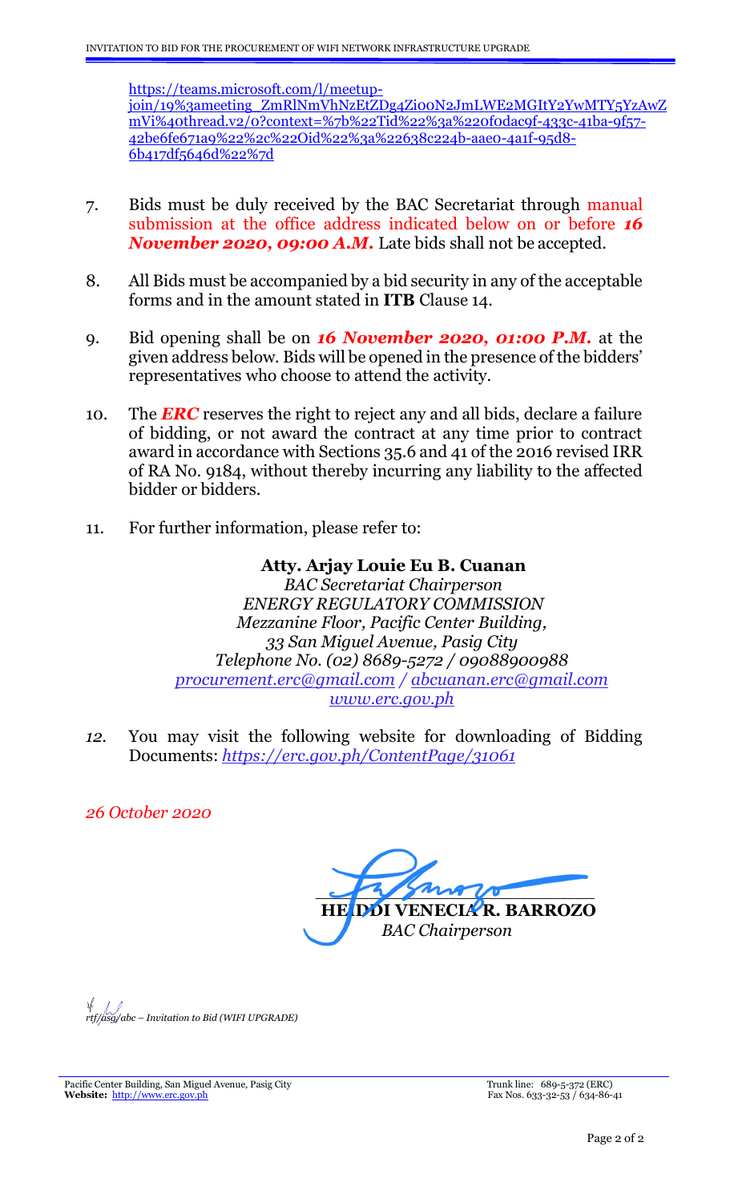https://teams.microsoft.com/l/meetup-join/19%3ameeting_ZmRlNmVhNzEtZDg4Zi00N2JmLWE2MGItY2YwMTY5YzAwZmVi%40thread.v2/0?context=%7b%22Tid%22%3a%220f0dac9f-433c-41ba-9f57-42be6fe671a9%22%2c%22Oid%22%3a%22638c224b-aae0-4a1f-95d8-6b417df5646d%22%7d

7. Bids must be duly received by the BAC Secretariat through manual submission at the office address indicated below on or before ***16 November 2020, 09:00 A.M.*** Late bids shall not be accepted.

8. All Bids must be accompanied by a bid security in any of the acceptable forms and in the amount stated in **ITB** Clause 14.

9. Bid opening shall be on ***16 November 2020, 01:00 P.M.*** at the given address below. Bids will be opened in the presence of the bidders' representatives who choose to attend the activity.

10. The ***ERC*** reserves the right to reject any and all bids, declare a failure of bidding, or not award the contract at any time prior to contract award in accordance with Sections 35.6 and 41 of the 2016 revised IRR of RA No. 9184, without thereby incurring any liability to the affected bidder or bidders.

11. For further information, please refer to:

**Atty. Arjay Louie Eu B. Cuanan**
*BAC Secretariat Chairperson*
*ENERGY REGULATORY COMMISSION*
*Mezzanine Floor, Pacific Center Building,*
*33 San Miguel Avenue, Pasig City*
*Telephone No. (02) 8689-5272 / 09088900988*
*procurement.erc@gmail.com / abcuanan.erc@gmail.com*
*www.erc.gov.ph*

*12.* You may visit the following website for downloading of Bidding Documents: *https://erc.gov.ph/ContentPage/31061*

*26 October 2020*

**HEIDDI VENECIA R. BARROZO**
*BAC Chairperson*

*rtf/asg/abc – Invitation to Bid (WIFI UPGRADE)*

Pacific Center Building, San Miguel Avenue, Pasig City
**Website:** http://www.erc.gov.ph

Trunk line: 689-5-372 (ERC)
Fax Nos. 633-32-53 / 634-86-41